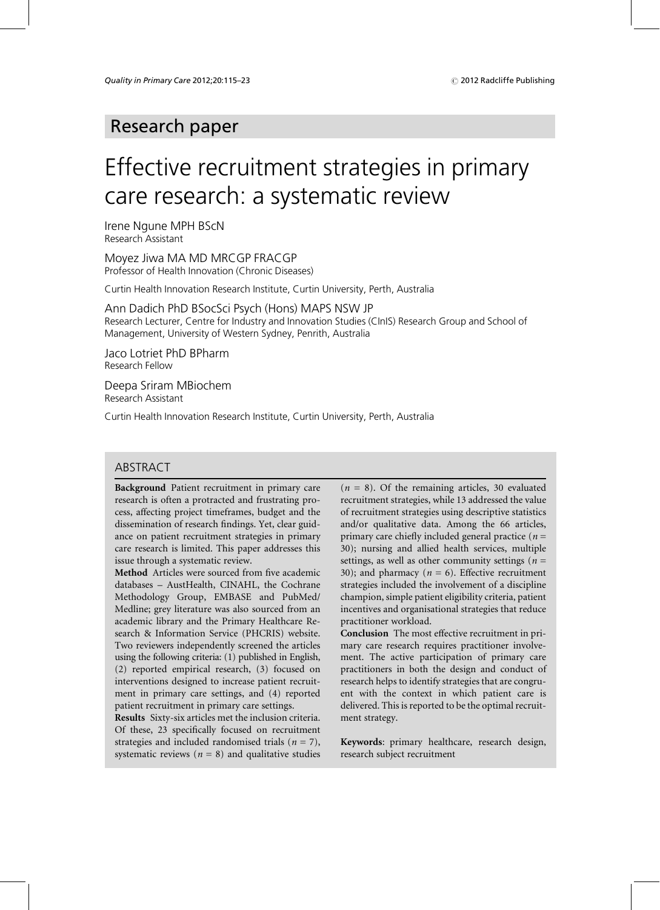## Research paper

# Effective recruitment strategies in primary care research: a systematic review

Irene Ngune MPH BScN
Research Assistant

Moyez Jiwa MA MD MRCGP FRACGP
Professor of Health Innovation (Chronic Diseases)

Curtin Health Innovation Research Institute, Curtin University, Perth, Australia

Ann Dadich PhD BSocSci Psych (Hons) MAPS NSW JP
Research Lecturer, Centre for Industry and Innovation Studies (CInIS) Research Group and School of Management, University of Western Sydney, Penrith, Australia

Jaco Lotriet PhD BPharm
Research Fellow

Deepa Sriram MBiochem
Research Assistant

Curtin Health Innovation Research Institute, Curtin University, Perth, Australia

## ABSTRACT

**Background** Patient recruitment in primary care research is often a protracted and frustrating process, affecting project timeframes, budget and the dissemination of research findings. Yet, clear guidance on patient recruitment strategies in primary care research is limited. This paper addresses this issue through a systematic review.

**Method** Articles were sourced from five academic databases – AustHealth, CINAHL, the Cochrane Methodology Group, EMBASE and PubMed/Medline; grey literature was also sourced from an academic library and the Primary Healthcare Research & Information Service (PHCRIS) website. Two reviewers independently screened the articles using the following criteria: (1) published in English, (2) reported empirical research, (3) focused on interventions designed to increase patient recruitment in primary care settings, and (4) reported patient recruitment in primary care settings.

**Results** Sixty-six articles met the inclusion criteria. Of these, 23 specifically focused on recruitment strategies and included randomised trials ($n = 7$), systematic reviews ($n = 8$) and qualitative studies ($n = 8$). Of the remaining articles, 30 evaluated recruitment strategies, while 13 addressed the value of recruitment strategies using descriptive statistics and/or qualitative data. Among the 66 articles, primary care chiefly included general practice ($n = 30$); nursing and allied health services, multiple settings, as well as other community settings ($n = 30$); and pharmacy ($n = 6$). Effective recruitment strategies included the involvement of a discipline champion, simple patient eligibility criteria, patient incentives and organisational strategies that reduce practitioner workload.

**Conclusion** The most effective recruitment in primary care research requires practitioner involvement. The active participation of primary care practitioners in both the design and conduct of research helps to identify strategies that are congruent with the context in which patient care is delivered. This is reported to be the optimal recruitment strategy.

**Keywords**: primary healthcare, research design, research subject recruitment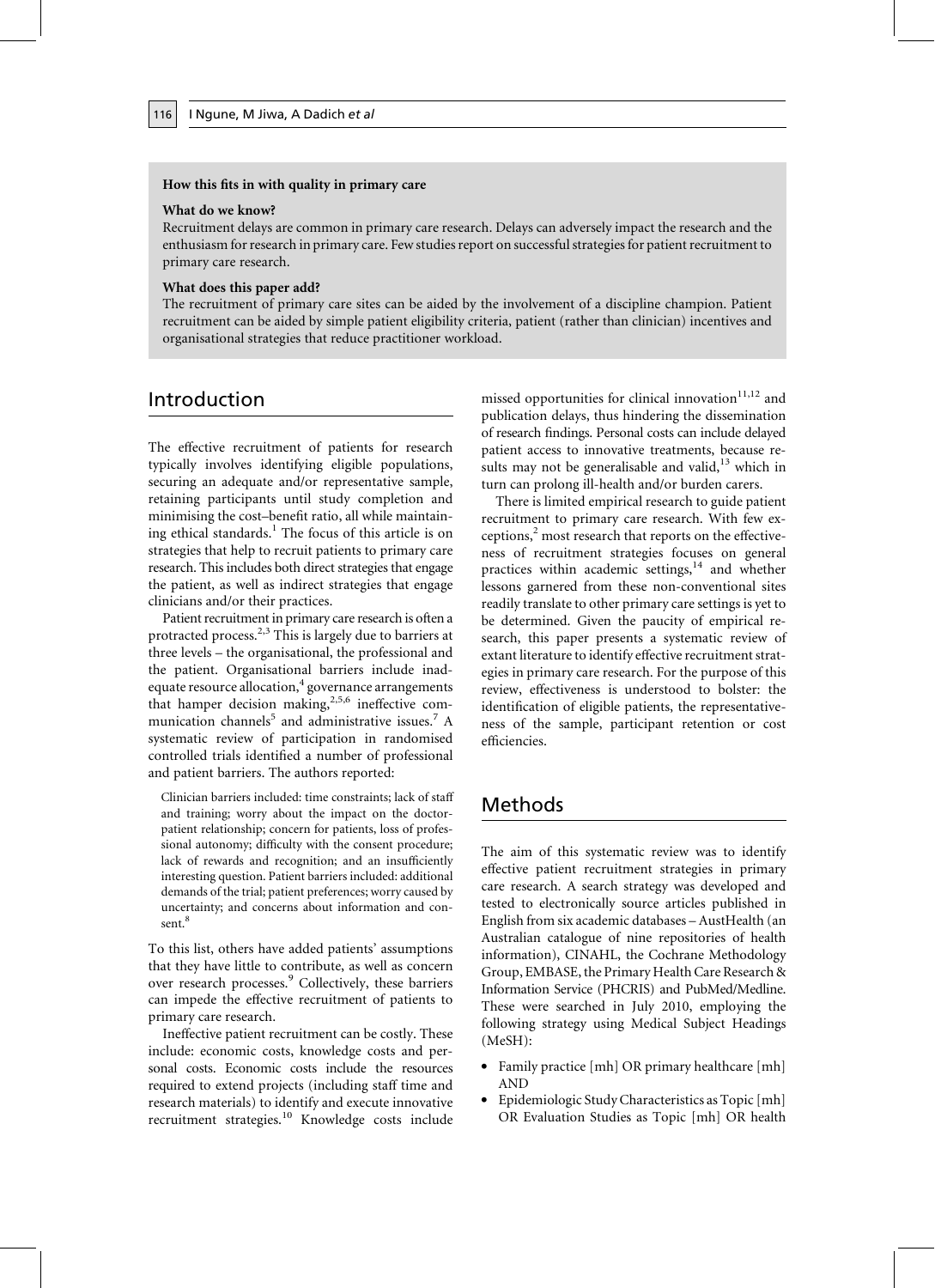**How this fits in with quality in primary care**

**What do we know?**

Recruitment delays are common in primary care research. Delays can adversely impact the research and the enthusiasm for research in primary care. Few studies report on successful strategies for patient recruitment to primary care research.

**What does this paper add?**

The recruitment of primary care sites can be aided by the involvement of a discipline champion. Patient recruitment can be aided by simple patient eligibility criteria, patient (rather than clinician) incentives and organisational strategies that reduce practitioner workload.

## Introduction

The effective recruitment of patients for research typically involves identifying eligible populations, securing an adequate and/or representative sample, retaining participants until study completion and minimising the cost–benefit ratio, all while maintaining ethical standards.[1] The focus of this article is on strategies that help to recruit patients to primary care research. This includes both direct strategies that engage the patient, as well as indirect strategies that engage clinicians and/or their practices.

Patient recruitment in primary care research is often a protracted process.[2,3] This is largely due to barriers at three levels – the organisational, the professional and the patient. Organisational barriers include inadequate resource allocation,[4] governance arrangements that hamper decision making,[2,5,6] ineffective communication channels[5] and administrative issues.[7] A systematic review of participation in randomised controlled trials identified a number of professional and patient barriers. The authors reported:

> Clinician barriers included: time constraints; lack of staff and training; worry about the impact on the doctor-patient relationship; concern for patients, loss of professional autonomy; difficulty with the consent procedure; lack of rewards and recognition; and an insufficiently interesting question. Patient barriers included: additional demands of the trial; patient preferences; worry caused by uncertainty; and concerns about information and consent.[8]

To this list, others have added patients' assumptions that they have little to contribute, as well as concern over research processes.[9] Collectively, these barriers can impede the effective recruitment of patients to primary care research.

Ineffective patient recruitment can be costly. These include: economic costs, knowledge costs and personal costs. Economic costs include the resources required to extend projects (including staff time and research materials) to identify and execute innovative recruitment strategies.[10] Knowledge costs include missed opportunities for clinical innovation[11,12] and publication delays, thus hindering the dissemination of research findings. Personal costs can include delayed patient access to innovative treatments, because results may not be generalisable and valid,[13] which in turn can prolong ill-health and/or burden carers.

There is limited empirical research to guide patient recruitment to primary care research. With few exceptions,[2] most research that reports on the effectiveness of recruitment strategies focuses on general practices within academic settings,[14] and whether lessons garnered from these non-conventional sites readily translate to other primary care settings is yet to be determined. Given the paucity of empirical research, this paper presents a systematic review of extant literature to identify effective recruitment strategies in primary care research. For the purpose of this review, effectiveness is understood to bolster: the identification of eligible patients, the representativeness of the sample, participant retention or cost efficiencies.

## Methods

The aim of this systematic review was to identify effective patient recruitment strategies in primary care research. A search strategy was developed and tested to electronically source articles published in English from six academic databases – AustHealth (an Australian catalogue of nine repositories of health information), CINAHL, the Cochrane Methodology Group, EMBASE, the Primary Health Care Research & Information Service (PHCRIS) and PubMed/Medline. These were searched in July 2010, employing the following strategy using Medical Subject Headings (MeSH):

- Family practice [mh] OR primary healthcare [mh] AND
- Epidemiologic Study Characteristics as Topic [mh] OR Evaluation Studies as Topic [mh] OR health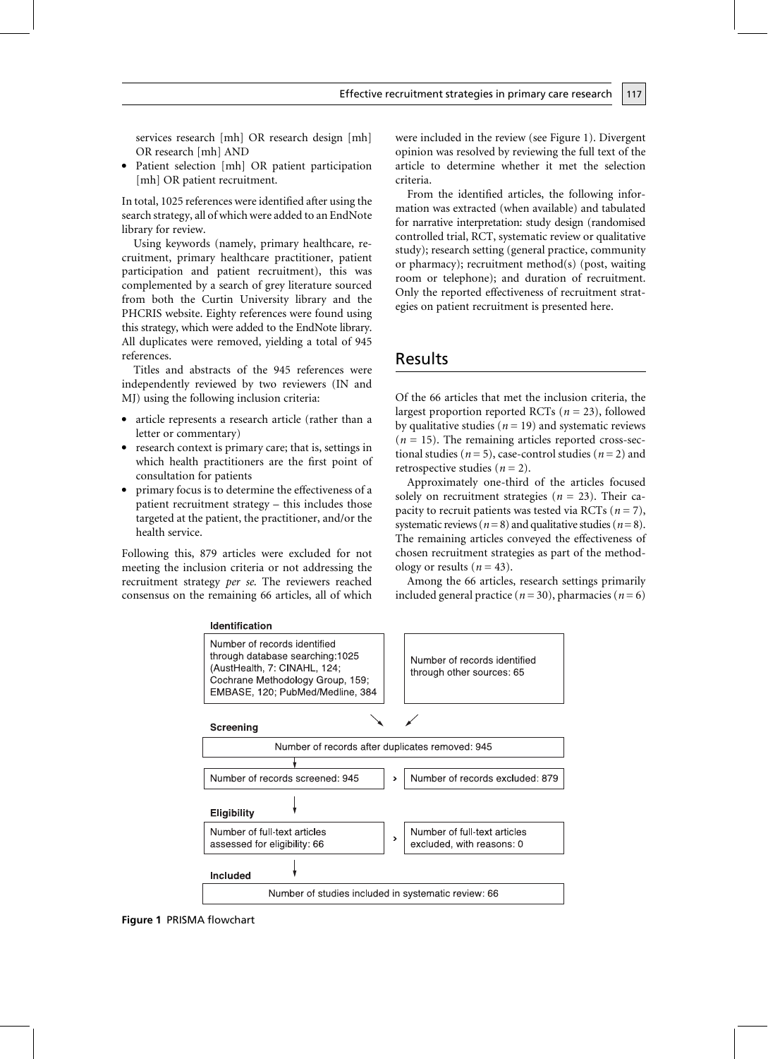services research [mh] OR research design [mh] OR research [mh] AND

- Patient selection [mh] OR patient participation [mh] OR patient recruitment.

In total, 1025 references were identified after using the search strategy, all of which were added to an EndNote library for review.

Using keywords (namely, primary healthcare, recruitment, primary healthcare practitioner, patient participation and patient recruitment), this was complemented by a search of grey literature sourced from both the Curtin University library and the PHCRIS website. Eighty references were found using this strategy, which were added to the EndNote library. All duplicates were removed, yielding a total of 945 references.

Titles and abstracts of the 945 references were independently reviewed by two reviewers (IN and MJ) using the following inclusion criteria:

- article represents a research article (rather than a letter or commentary)
- research context is primary care; that is, settings in which health practitioners are the first point of consultation for patients
- primary focus is to determine the effectiveness of a patient recruitment strategy – this includes those targeted at the patient, the practitioner, and/or the health service.

Following this, 879 articles were excluded for not meeting the inclusion criteria or not addressing the recruitment strategy *per se*. The reviewers reached consensus on the remaining 66 articles, all of which were included in the review (see Figure 1). Divergent opinion was resolved by reviewing the full text of the article to determine whether it met the selection criteria.

From the identified articles, the following information was extracted (when available) and tabulated for narrative interpretation: study design (randomised controlled trial, RCT, systematic review or qualitative study); research setting (general practice, community or pharmacy); recruitment method(s) (post, waiting room or telephone); and duration of recruitment. Only the reported effectiveness of recruitment strategies on patient recruitment is presented here.

## Results

Of the 66 articles that met the inclusion criteria, the largest proportion reported RCTs ($n = 23$), followed by qualitative studies ($n = 19$) and systematic reviews ($n = 15$). The remaining articles reported cross-sectional studies ($n = 5$), case-control studies ($n = 2$) and retrospective studies ($n = 2$).

Approximately one-third of the articles focused solely on recruitment strategies ($n = 23$). Their capacity to recruit patients was tested via RCTs ($n = 7$), systematic reviews ($n = 8$) and qualitative studies ($n = 8$). The remaining articles conveyed the effectiveness of chosen recruitment strategies as part of the methodology or results ($n = 43$).

Among the 66 articles, research settings primarily included general practice ($n = 30$), pharmacies ($n = 6$)

**Identification**

| Number of records identified through database searching:1025 (AustHealth, 7: CINAHL, 124; Cochrane Methodology Group, 159; EMBASE, 120; PubMed/Medline, 384 | Number of records identified through other sources: 65 |
|---|---|

**Screening**

Number of records after duplicates removed: 945

| Number of records screened: 945 | Number of records excluded: 879 |
|---|---|

**Eligibility**

| Number of full-text articles assessed for eligibility: 66 | Number of full-text articles excluded, with reasons: 0 |
|---|---|

**Included**

Number of studies included in systematic review: 66

**Figure 1** PRISMA flowchart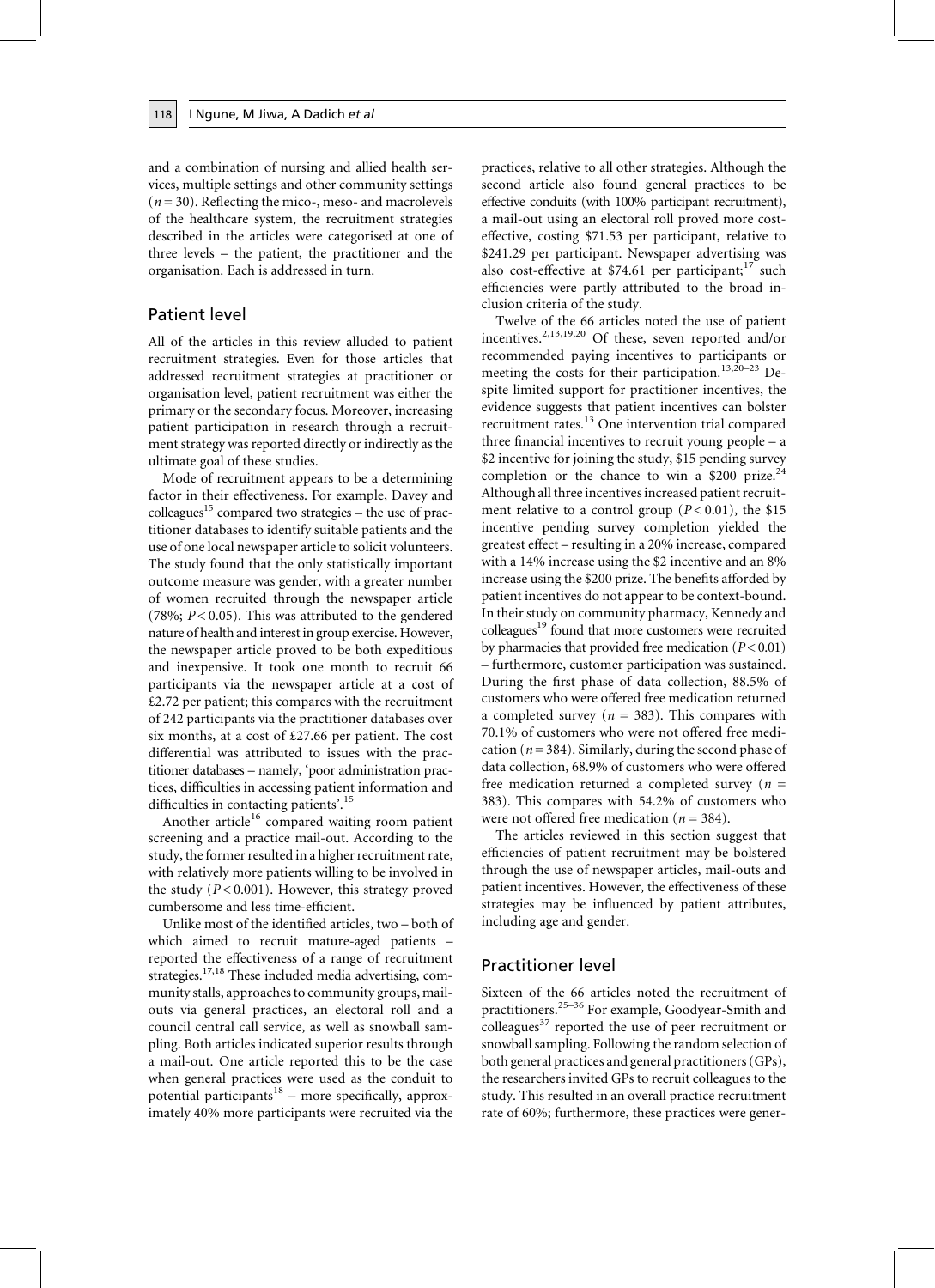and a combination of nursing and allied health services, multiple settings and other community settings ($n = 30$). Reflecting the mico-, meso- and macrolevels of the healthcare system, the recruitment strategies described in the articles were categorised at one of three levels – the patient, the practitioner and the organisation. Each is addressed in turn.

## Patient level

All of the articles in this review alluded to patient recruitment strategies. Even for those articles that addressed recruitment strategies at practitioner or organisation level, patient recruitment was either the primary or the secondary focus. Moreover, increasing patient participation in research through a recruitment strategy was reported directly or indirectly as the ultimate goal of these studies.

Mode of recruitment appears to be a determining factor in their effectiveness. For example, Davey and colleagues[15] compared two strategies – the use of practitioner databases to identify suitable patients and the use of one local newspaper article to solicit volunteers. The study found that the only statistically important outcome measure was gender, with a greater number of women recruited through the newspaper article (78%; $P < 0.05$). This was attributed to the gendered nature of health and interest in group exercise. However, the newspaper article proved to be both expeditious and inexpensive. It took one month to recruit 66 participants via the newspaper article at a cost of £2.72 per patient; this compares with the recruitment of 242 participants via the practitioner databases over six months, at a cost of £27.66 per patient. The cost differential was attributed to issues with the practitioner databases – namely, 'poor administration practices, difficulties in accessing patient information and difficulties in contacting patients'.[15]

Another article[16] compared waiting room patient screening and a practice mail-out. According to the study, the former resulted in a higher recruitment rate, with relatively more patients willing to be involved in the study ($P < 0.001$). However, this strategy proved cumbersome and less time-efficient.

Unlike most of the identified articles, two – both of which aimed to recruit mature-aged patients – reported the effectiveness of a range of recruitment strategies.[17,18] These included media advertising, community stalls, approaches to community groups, mail-outs via general practices, an electoral roll and a council central call service, as well as snowball sampling. Both articles indicated superior results through a mail-out. One article reported this to be the case when general practices were used as the conduit to potential participants[18] – more specifically, approximately 40% more participants were recruited via the practices, relative to all other strategies. Although the second article also found general practices to be effective conduits (with 100% participant recruitment), a mail-out using an electoral roll proved more cost-effective, costing \$71.53 per participant, relative to \$241.29 per participant. Newspaper advertising was also cost-effective at \$74.61 per participant;[17] such efficiencies were partly attributed to the broad inclusion criteria of the study.

Twelve of the 66 articles noted the use of patient incentives.[2,13,19,20] Of these, seven reported and/or recommended paying incentives to participants or meeting the costs for their participation.[13,20–23] Despite limited support for practitioner incentives, the evidence suggests that patient incentives can bolster recruitment rates.[13] One intervention trial compared three financial incentives to recruit young people – a \$2 incentive for joining the study, \$15 pending survey completion or the chance to win a \$200 prize.[24] Although all three incentives increased patient recruitment relative to a control group ($P < 0.01$), the \$15 incentive pending survey completion yielded the greatest effect – resulting in a 20% increase, compared with a 14% increase using the \$2 incentive and an 8% increase using the \$200 prize. The benefits afforded by patient incentives do not appear to be context-bound. In their study on community pharmacy, Kennedy and colleagues[19] found that more customers were recruited by pharmacies that provided free medication ($P < 0.01$) – furthermore, customer participation was sustained. During the first phase of data collection, 88.5% of customers who were offered free medication returned a completed survey ($n = 383$). This compares with 70.1% of customers who were not offered free medication ($n = 384$). Similarly, during the second phase of data collection, 68.9% of customers who were offered free medication returned a completed survey ($n = 383$). This compares with 54.2% of customers who were not offered free medication ($n = 384$).

The articles reviewed in this section suggest that efficiencies of patient recruitment may be bolstered through the use of newspaper articles, mail-outs and patient incentives. However, the effectiveness of these strategies may be influenced by patient attributes, including age and gender.

## Practitioner level

Sixteen of the 66 articles noted the recruitment of practitioners.[25–36] For example, Goodyear-Smith and colleagues[37] reported the use of peer recruitment or snowball sampling. Following the random selection of both general practices and general practitioners (GPs), the researchers invited GPs to recruit colleagues to the study. This resulted in an overall practice recruitment rate of 60%; furthermore, these practices were gener-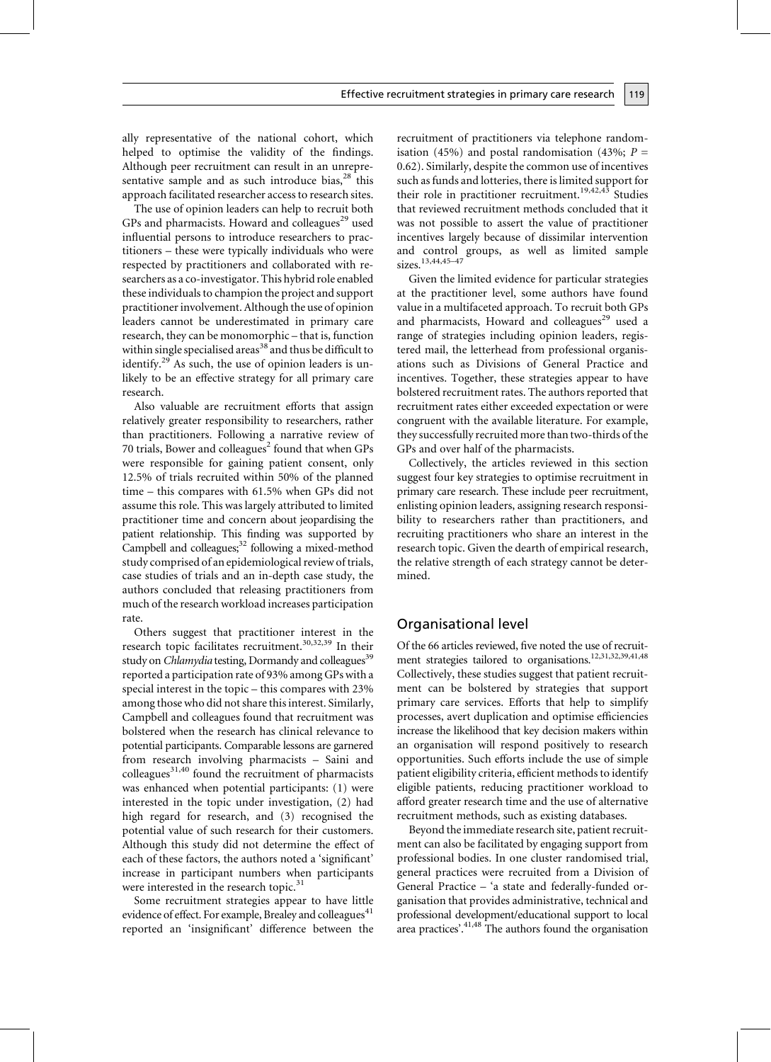ally representative of the national cohort, which helped to optimise the validity of the findings. Although peer recruitment can result in an unrepresentative sample and as such introduce bias,[28] this approach facilitated researcher access to research sites.

The use of opinion leaders can help to recruit both GPs and pharmacists. Howard and colleagues[29] used influential persons to introduce researchers to practitioners – these were typically individuals who were respected by practitioners and collaborated with researchers as a co-investigator. This hybrid role enabled these individuals to champion the project and support practitioner involvement. Although the use of opinion leaders cannot be underestimated in primary care research, they can be monomorphic – that is, function within single specialised areas[38] and thus be difficult to identify.[29] As such, the use of opinion leaders is unlikely to be an effective strategy for all primary care research.

Also valuable are recruitment efforts that assign relatively greater responsibility to researchers, rather than practitioners. Following a narrative review of 70 trials, Bower and colleagues[2] found that when GPs were responsible for gaining patient consent, only 12.5% of trials recruited within 50% of the planned time – this compares with 61.5% when GPs did not assume this role. This was largely attributed to limited practitioner time and concern about jeopardising the patient relationship. This finding was supported by Campbell and colleagues;[32] following a mixed-method study comprised of an epidemiological review of trials, case studies of trials and an in-depth case study, the authors concluded that releasing practitioners from much of the research workload increases participation rate.

Others suggest that practitioner interest in the research topic facilitates recruitment.[30,32,39] In their study on *Chlamydia* testing, Dormandy and colleagues[39] reported a participation rate of 93% among GPs with a special interest in the topic – this compares with 23% among those who did not share this interest. Similarly, Campbell and colleagues found that recruitment was bolstered when the research has clinical relevance to potential participants. Comparable lessons are garnered from research involving pharmacists – Saini and colleagues[31,40] found the recruitment of pharmacists was enhanced when potential participants: (1) were interested in the topic under investigation, (2) had high regard for research, and (3) recognised the potential value of such research for their customers. Although this study did not determine the effect of each of these factors, the authors noted a 'significant' increase in participant numbers when participants were interested in the research topic.[31]

Some recruitment strategies appear to have little evidence of effect. For example, Brealey and colleagues[41] reported an 'insignificant' difference between the recruitment of practitioners via telephone randomisation (45%) and postal randomisation (43%; $P = 0.62$). Similarly, despite the common use of incentives such as funds and lotteries, there is limited support for their role in practitioner recruitment.[19,42,43] Studies that reviewed recruitment methods concluded that it was not possible to assert the value of practitioner incentives largely because of dissimilar intervention and control groups, as well as limited sample sizes.[13,44,45–47]

Given the limited evidence for particular strategies at the practitioner level, some authors have found value in a multifaceted approach. To recruit both GPs and pharmacists, Howard and colleagues[29] used a range of strategies including opinion leaders, registered mail, the letterhead from professional organisations such as Divisions of General Practice and incentives. Together, these strategies appear to have bolstered recruitment rates. The authors reported that recruitment rates either exceeded expectation or were congruent with the available literature. For example, they successfully recruited more than two-thirds of the GPs and over half of the pharmacists.

Collectively, the articles reviewed in this section suggest four key strategies to optimise recruitment in primary care research. These include peer recruitment, enlisting opinion leaders, assigning research responsibility to researchers rather than practitioners, and recruiting practitioners who share an interest in the research topic. Given the dearth of empirical research, the relative strength of each strategy cannot be determined.

## Organisational level

Of the 66 articles reviewed, five noted the use of recruitment strategies tailored to organisations.[12,31,32,39,41,48] Collectively, these studies suggest that patient recruitment can be bolstered by strategies that support primary care services. Efforts that help to simplify processes, avert duplication and optimise efficiencies increase the likelihood that key decision makers within an organisation will respond positively to research opportunities. Such efforts include the use of simple patient eligibility criteria, efficient methods to identify eligible patients, reducing practitioner workload to afford greater research time and the use of alternative recruitment methods, such as existing databases.

Beyond the immediate research site, patient recruitment can also be facilitated by engaging support from professional bodies. In one cluster randomised trial, general practices were recruited from a Division of General Practice – 'a state and federally-funded organisation that provides administrative, technical and professional development/educational support to local area practices'.[41,48] The authors found the organisation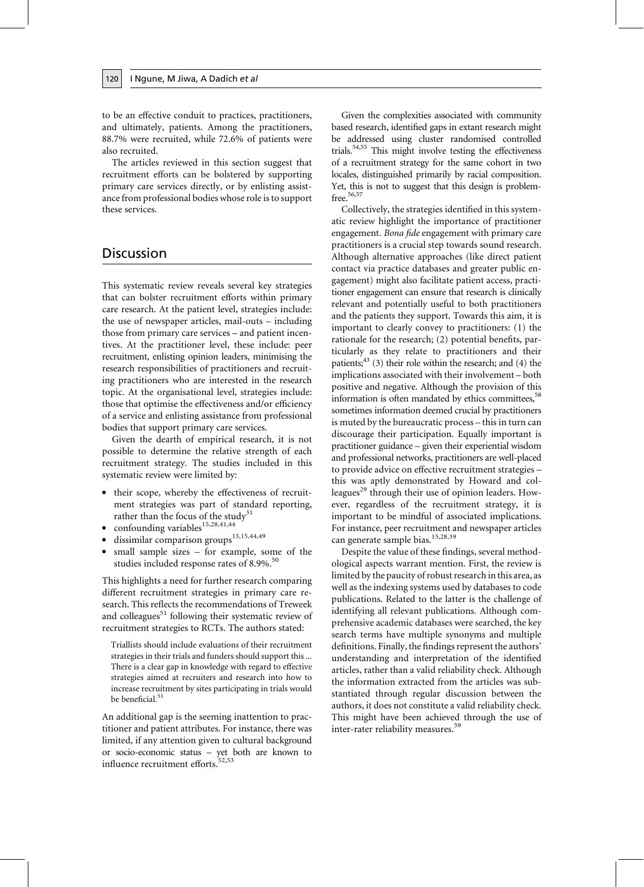to be an effective conduit to practices, practitioners, and ultimately, patients. Among the practitioners, 88.7% were recruited, while 72.6% of patients were also recruited.

The articles reviewed in this section suggest that recruitment efforts can be bolstered by supporting primary care services directly, or by enlisting assistance from professional bodies whose role is to support these services.

## Discussion

This systematic review reveals several key strategies that can bolster recruitment efforts within primary care research. At the patient level, strategies include: the use of newspaper articles, mail-outs – including those from primary care services – and patient incentives. At the practitioner level, these include: peer recruitment, enlisting opinion leaders, minimising the research responsibilities of practitioners and recruiting practitioners who are interested in the research topic. At the organisational level, strategies include: those that optimise the effectiveness and/or efficiency of a service and enlisting assistance from professional bodies that support primary care services.

Given the dearth of empirical research, it is not possible to determine the relative strength of each recruitment strategy. The studies included in this systematic review were limited by:

- their scope, whereby the effectiveness of recruitment strategies was part of standard reporting, rather than the focus of the study[31]
- confounding variables[15,28,41,44]
- dissimilar comparison groups[13,15,44,49]
- small sample sizes – for example, some of the studies included response rates of 8.9%.[50]

This highlights a need for further research comparing different recruitment strategies in primary care research. This reflects the recommendations of Treweek and colleagues[51] following their systematic review of recruitment strategies to RCTs. The authors stated:

> Triallists should include evaluations of their recruitment strategies in their trials and funders should support this ... There is a clear gap in knowledge with regard to effective strategies aimed at recruiters and research into how to increase recruitment by sites participating in trials would be beneficial.[51]

An additional gap is the seeming inattention to practitioner and patient attributes. For instance, there was limited, if any attention given to cultural background or socio-economic status – yet both are known to influence recruitment efforts.[52,53]

Given the complexities associated with community based research, identified gaps in extant research might be addressed using cluster randomised controlled trials.[54,55] This might involve testing the effectiveness of a recruitment strategy for the same cohort in two locales, distinguished primarily by racial composition. Yet, this is not to suggest that this design is problem-free.[56,57]

Collectively, the strategies identified in this systematic review highlight the importance of practitioner engagement. *Bona fide* engagement with primary care practitioners is a crucial step towards sound research. Although alternative approaches (like direct patient contact via practice databases and greater public engagement) might also facilitate patient access, practitioner engagement can ensure that research is clinically relevant and potentially useful to both practitioners and the patients they support. Towards this aim, it is important to clearly convey to practitioners: (1) the rationale for the research; (2) potential benefits, particularly as they relate to practitioners and their patients;[43] (3) their role within the research; and (4) the implications associated with their involvement – both positive and negative. Although the provision of this information is often mandated by ethics committees,[58] sometimes information deemed crucial by practitioners is muted by the bureaucratic process – this in turn can discourage their participation. Equally important is practitioner guidance – given their experiential wisdom and professional networks, practitioners are well-placed to provide advice on effective recruitment strategies – this was aptly demonstrated by Howard and colleagues[29] through their use of opinion leaders. However, regardless of the recruitment strategy, it is important to be mindful of associated implications. For instance, peer recruitment and newspaper articles can generate sample bias.[15,28,39]

Despite the value of these findings, several methodological aspects warrant mention. First, the review is limited by the paucity of robust research in this area, as well as the indexing systems used by databases to code publications. Related to the latter is the challenge of identifying all relevant publications. Although comprehensive academic databases were searched, the key search terms have multiple synonyms and multiple definitions. Finally, the findings represent the authors' understanding and interpretation of the identified articles, rather than a valid reliability check. Although the information extracted from the articles was substantiated through regular discussion between the authors, it does not constitute a valid reliability check. This might have been achieved through the use of inter-rater reliability measures.[59]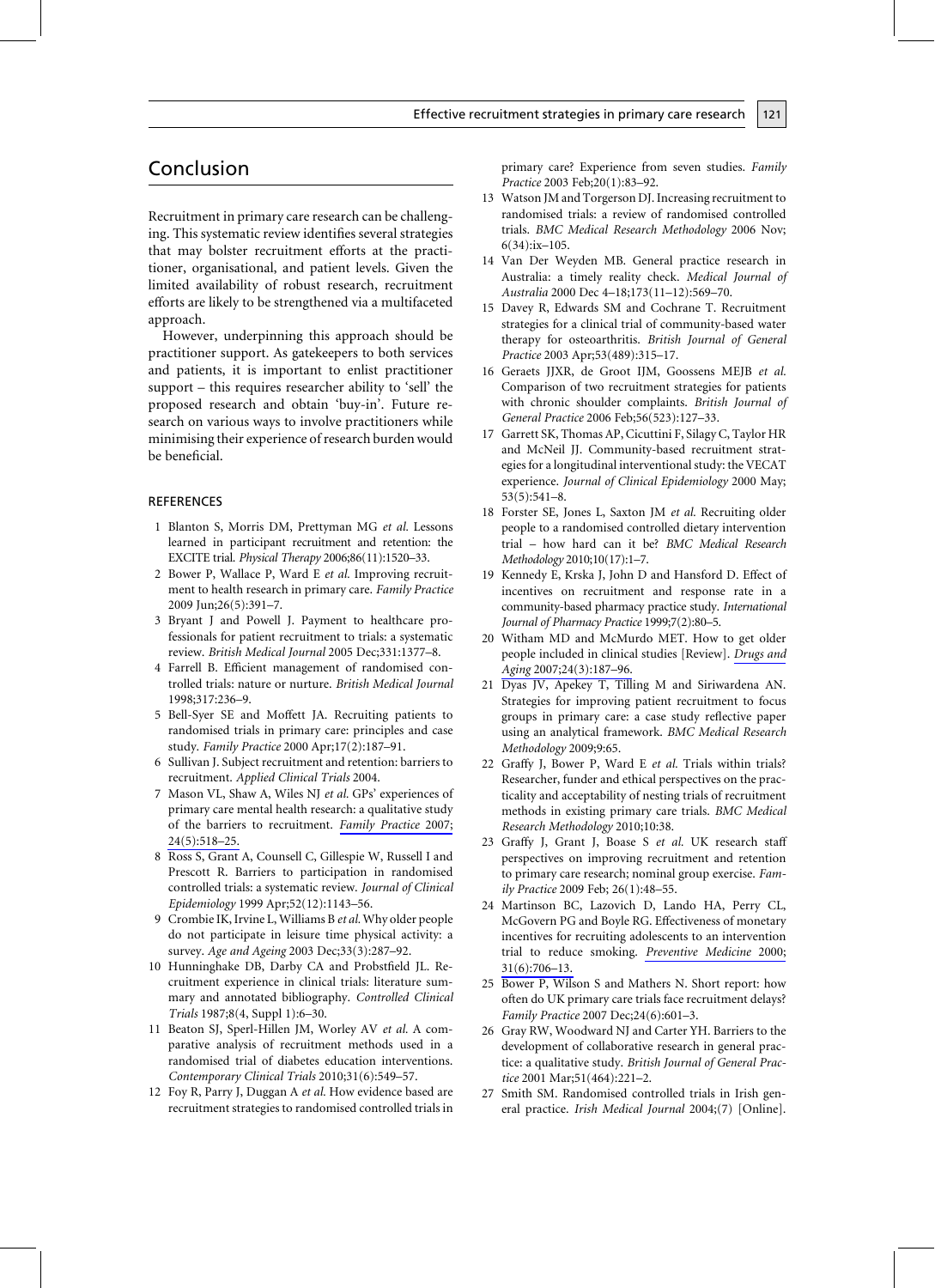## Conclusion

Recruitment in primary care research can be challenging. This systematic review identifies several strategies that may bolster recruitment efforts at the practitioner, organisational, and patient levels. Given the limited availability of robust research, recruitment efforts are likely to be strengthened via a multifaceted approach.

However, underpinning this approach should be practitioner support. As gatekeepers to both services and patients, it is important to enlist practitioner support – this requires researcher ability to 'sell' the proposed research and obtain 'buy-in'. Future research on various ways to involve practitioners while minimising their experience of research burden would be beneficial.

### REFERENCES

1. Blanton S, Morris DM, Prettyman MG *et al.* Lessons learned in participant recruitment and retention: the EXCITE trial. *Physical Therapy* 2006;86(11):1520–33.
2. Bower P, Wallace P, Ward E *et al.* Improving recruitment to health research in primary care. *Family Practice* 2009 Jun;26(5):391–7.
3. Bryant J and Powell J. Payment to healthcare professionals for patient recruitment to trials: a systematic review. *British Medical Journal* 2005 Dec;331:1377–8.
4. Farrell B. Efficient management of randomised controlled trials: nature or nurture. *British Medical Journal* 1998;317:236–9.
5. Bell-Syer SE and Moffett JA. Recruiting patients to randomised trials in primary care: principles and case study. *Family Practice* 2000 Apr;17(2):187–91.
6. Sullivan J. Subject recruitment and retention: barriers to recruitment. *Applied Clinical Trials* 2004.
7. Mason VL, Shaw A, Wiles NJ *et al.* GPs' experiences of primary care mental health research: a qualitative study of the barriers to recruitment. *Family Practice* 2007; 24(5):518–25.
8. Ross S, Grant A, Counsell C, Gillespie W, Russell I and Prescott R. Barriers to participation in randomised controlled trials: a systematic review. *Journal of Clinical Epidemiology* 1999 Apr;52(12):1143–56.
9. Crombie IK, Irvine L, Williams B *et al.* Why older people do not participate in leisure time physical activity: a survey. *Age and Ageing* 2003 Dec;33(3):287–92.
10. Hunninghake DB, Darby CA and Probstfield JL. Recruitment experience in clinical trials: literature summary and annotated bibliography. *Controlled Clinical Trials* 1987;8(4, Suppl 1):6–30.
11. Beaton SJ, Sperl-Hillen JM, Worley AV *et al.* A comparative analysis of recruitment methods used in a randomised trial of diabetes education interventions. *Contemporary Clinical Trials* 2010;31(6):549–57.
12. Foy R, Parry J, Duggan A *et al.* How evidence based are recruitment strategies to randomised controlled trials in primary care? Experience from seven studies. *Family Practice* 2003 Feb;20(1):83–92.
13. Watson JM and Torgerson DJ. Increasing recruitment to randomised trials: a review of randomised controlled trials. *BMC Medical Research Methodology* 2006 Nov; 6(34):ix–105.
14. Van Der Weyden MB. General practice research in Australia: a timely reality check. *Medical Journal of Australia* 2000 Dec 4–18;173(11–12):569–70.
15. Davey R, Edwards SM and Cochrane T. Recruitment strategies for a clinical trial of community-based water therapy for osteoarthritis. *British Journal of General Practice* 2003 Apr;53(489):315–17.
16. Geraets JJXR, de Groot IJM, Goossens MEJB *et al.* Comparison of two recruitment strategies for patients with chronic shoulder complaints. *British Journal of General Practice* 2006 Feb;56(523):127–33.
17. Garrett SK, Thomas AP, Cicuttini F, Silagy C, Taylor HR and McNeil JJ. Community-based recruitment strategies for a longitudinal interventional study: the VECAT experience. *Journal of Clinical Epidemiology* 2000 May; 53(5):541–8.
18. Forster SE, Jones L, Saxton JM *et al.* Recruiting older people to a randomised controlled dietary intervention trial – how hard can it be? *BMC Medical Research Methodology* 2010;10(17):1–7.
19. Kennedy E, Krska J, John D and Hansford D. Effect of incentives on recruitment and response rate in a community-based pharmacy practice study. *International Journal of Pharmacy Practice* 1999;7(2):80–5.
20. Witham MD and McMurdo MET. How to get older people included in clinical studies [Review]. *Drugs and Aging* 2007;24(3):187–96.
21. Dyas JV, Apekey T, Tilling M and Siriwardena AN. Strategies for improving patient recruitment to focus groups in primary care: a case study reflective paper using an analytical framework. *BMC Medical Research Methodology* 2009;9:65.
22. Graffy J, Bower P, Ward E *et al.* Trials within trials? Researcher, funder and ethical perspectives on the practicality and acceptability of nesting trials of recruitment methods in existing primary care trials. *BMC Medical Research Methodology* 2010;10:38.
23. Graffy J, Grant J, Boase S *et al.* UK research staff perspectives on improving recruitment and retention to primary care research; nominal group exercise. *Family Practice* 2009 Feb; 26(1):48–55.
24. Martinson BC, Lazovich D, Lando HA, Perry CL, McGovern PG and Boyle RG. Effectiveness of monetary incentives for recruiting adolescents to an intervention trial to reduce smoking. *Preventive Medicine* 2000; 31(6):706–13.
25. Bower P, Wilson S and Mathers N. Short report: how often do UK primary care trials face recruitment delays? *Family Practice* 2007 Dec;24(6):601–3.
26. Gray RW, Woodward NJ and Carter YH. Barriers to the development of collaborative research in general practice: a qualitative study. *British Journal of General Practice* 2001 Mar;51(464):221–2.
27. Smith SM. Randomised controlled trials in Irish general practice. *Irish Medical Journal* 2004;(7) [Online].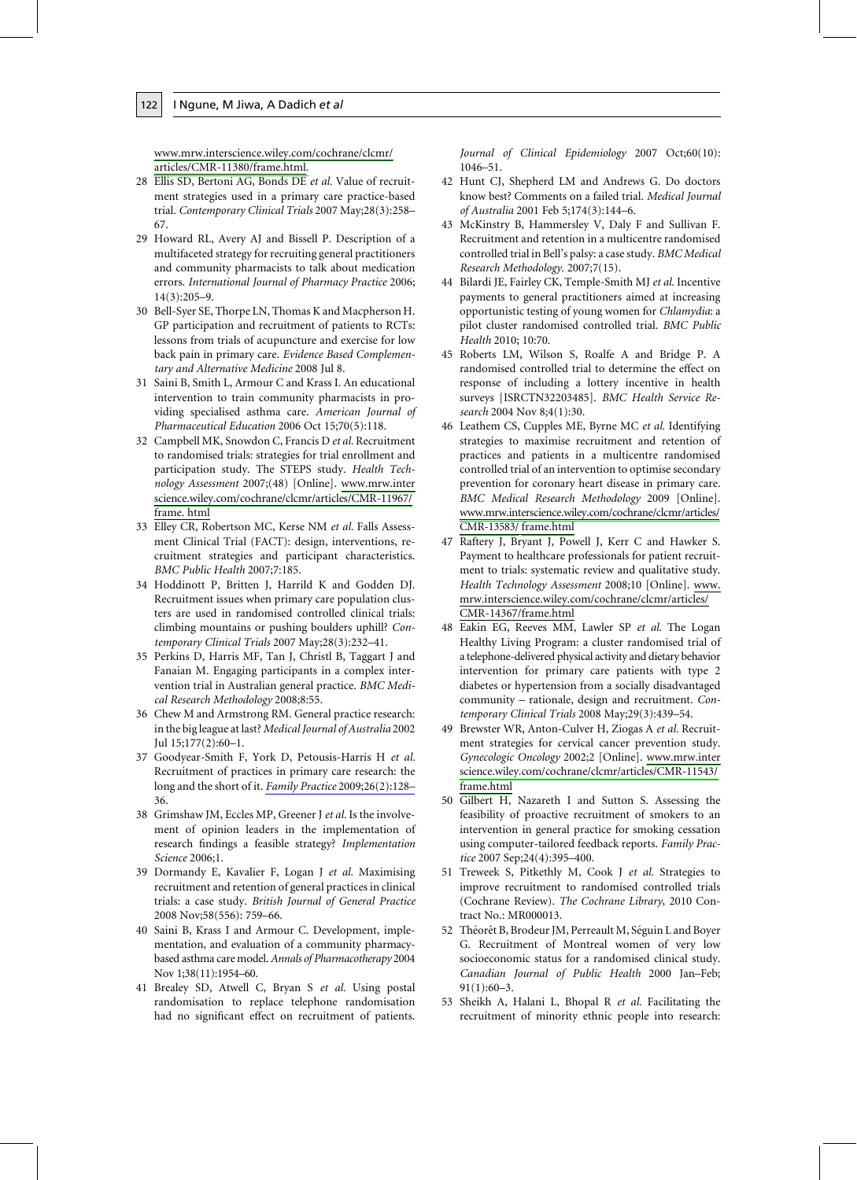www.mrw.interscience.wiley.com/cochrane/clcmr/articles/CMR-11380/frame.html.

28 Ellis SD, Bertoni AG, Bonds DE *et al.* Value of recruitment strategies used in a primary care practice-based trial. *Contemporary Clinical Trials* 2007 May;28(3):258–67.

29 Howard RL, Avery AJ and Bissell P. Description of a multifaceted strategy for recruiting general practitioners and community pharmacists to talk about medication errors. *International Journal of Pharmacy Practice* 2006; 14(3):205–9.

30 Bell-Syer SE, Thorpe LN, Thomas K and Macpherson H. GP participation and recruitment of patients to RCTs: lessons from trials of acupuncture and exercise for low back pain in primary care. *Evidence Based Complementary and Alternative Medicine* 2008 Jul 8.

31 Saini B, Smith L, Armour C and Krass I. An educational intervention to train community pharmacists in providing specialised asthma care. *American Journal of Pharmaceutical Education* 2006 Oct 15;70(5):118.

32 Campbell MK, Snowdon C, Francis D *et al.* Recruitment to randomised trials: strategies for trial enrollment and participation study. The STEPS study. *Health Technology Assessment* 2007;(48) [Online]. www.mrw.interscience.wiley.com/cochrane/clcmr/articles/CMR-11967/frame. html

33 Elley CR, Robertson MC, Kerse NM *et al.* Falls Assessment Clinical Trial (FACT): design, interventions, recruitment strategies and participant characteristics. *BMC Public Health* 2007;7:185.

34 Hoddinott P, Britten J, Harrild K and Godden DJ. Recruitment issues when primary care population clusters are used in randomised controlled clinical trials: climbing mountains or pushing boulders uphill? *Contemporary Clinical Trials* 2007 May;28(3):232–41.

35 Perkins D, Harris MF, Tan J, Christl B, Taggart J and Fanaian M. Engaging participants in a complex intervention trial in Australian general practice. *BMC Medical Research Methodology* 2008;8:55.

36 Chew M and Armstrong RM. General practice research: in the big league at last? *Medical Journal of Australia* 2002 Jul 15;177(2):60–1.

37 Goodyear-Smith F, York D, Petousis-Harris H *et al.* Recruitment of practices in primary care research: the long and the short of it. *Family Practice* 2009;26(2):128–36.

38 Grimshaw JM, Eccles MP, Greener J *et al.* Is the involvement of opinion leaders in the implementation of research findings a feasible strategy? *Implementation Science* 2006;1.

39 Dormandy E, Kavalier F, Logan J *et al.* Maximising recruitment and retention of general practices in clinical trials: a case study. *British Journal of General Practice* 2008 Nov;58(556): 759–66.

40 Saini B, Krass I and Armour C. Development, implementation, and evaluation of a community pharmacy-based asthma care model. *Annals of Pharmacotherapy* 2004 Nov 1;38(11):1954–60.

41 Brealey SD, Atwell C, Bryan S *et al.* Using postal randomisation to replace telephone randomisation had no significant effect on recruitment of patients. *Journal of Clinical Epidemiology* 2007 Oct;60(10): 1046–51.

42 Hunt CJ, Shepherd LM and Andrews G. Do doctors know best? Comments on a failed trial. *Medical Journal of Australia* 2001 Feb 5;174(3):144–6.

43 McKinstry B, Hammersley V, Daly F and Sullivan F. Recruitment and retention in a multicentre randomised controlled trial in Bell's palsy: a case study. *BMC Medical Research Methodology.* 2007;7(15).

44 Bilardi JE, Fairley CK, Temple-Smith MJ *et al.* Incentive payments to general practitioners aimed at increasing opportunistic testing of young women for *Chlamydia*: a pilot cluster randomised controlled trial. *BMC Public Health* 2010; 10:70.

45 Roberts LM, Wilson S, Roalfe A and Bridge P. A randomised controlled trial to determine the effect on response of including a lottery incentive in health surveys [ISRCTN32203485]. *BMC Health Service Research* 2004 Nov 8;4(1):30.

46 Leathem CS, Cupples ME, Byrne MC *et al.* Identifying strategies to maximise recruitment and retention of practices and patients in a multicentre randomised controlled trial of an intervention to optimise secondary prevention for coronary heart disease in primary care. *BMC Medical Research Methodology* 2009 [Online]. www.mrw.interscience.wiley.com/cochrane/clcmr/articles/CMR-13583/ frame.html

47 Raftery J, Bryant J, Powell J, Kerr C and Hawker S. Payment to healthcare professionals for patient recruitment to trials: systematic review and qualitative study. *Health Technology Assessment* 2008;10 [Online]. www.mrw.interscience.wiley.com/cochrane/clcmr/articles/CMR-14367/frame.html

48 Eakin EG, Reeves MM, Lawler SP *et al.* The Logan Healthy Living Program: a cluster randomised trial of a telephone-delivered physical activity and dietary behavior intervention for primary care patients with type 2 diabetes or hypertension from a socially disadvantaged community – rationale, design and recruitment. *Contemporary Clinical Trials* 2008 May;29(3):439–54.

49 Brewster WR, Anton-Culver H, Ziogas A *et al.* Recruitment strategies for cervical cancer prevention study. *Gynecologic Oncology* 2002;2 [Online]. www.mrw.interscience.wiley.com/cochrane/clcmr/articles/CMR-11543/frame.html

50 Gilbert H, Nazareth I and Sutton S. Assessing the feasibility of proactive recruitment of smokers to an intervention in general practice for smoking cessation using computer-tailored feedback reports. *Family Practice* 2007 Sep;24(4):395–400.

51 Treweek S, Pitkethly M, Cook J *et al.* Strategies to improve recruitment to randomised controlled trials (Cochrane Review). *The Cochrane Library*, 2010 Contract No.: MR000013.

52 Théorêt B, Brodeur JM, Perreault M, Séguin L and Boyer G. Recruitment of Montreal women of very low socioeconomic status for a randomised clinical study. *Canadian Journal of Public Health* 2000 Jan–Feb; 91(1):60–3.

53 Sheikh A, Halani L, Bhopal R *et al.* Facilitating the recruitment of minority ethnic people into research: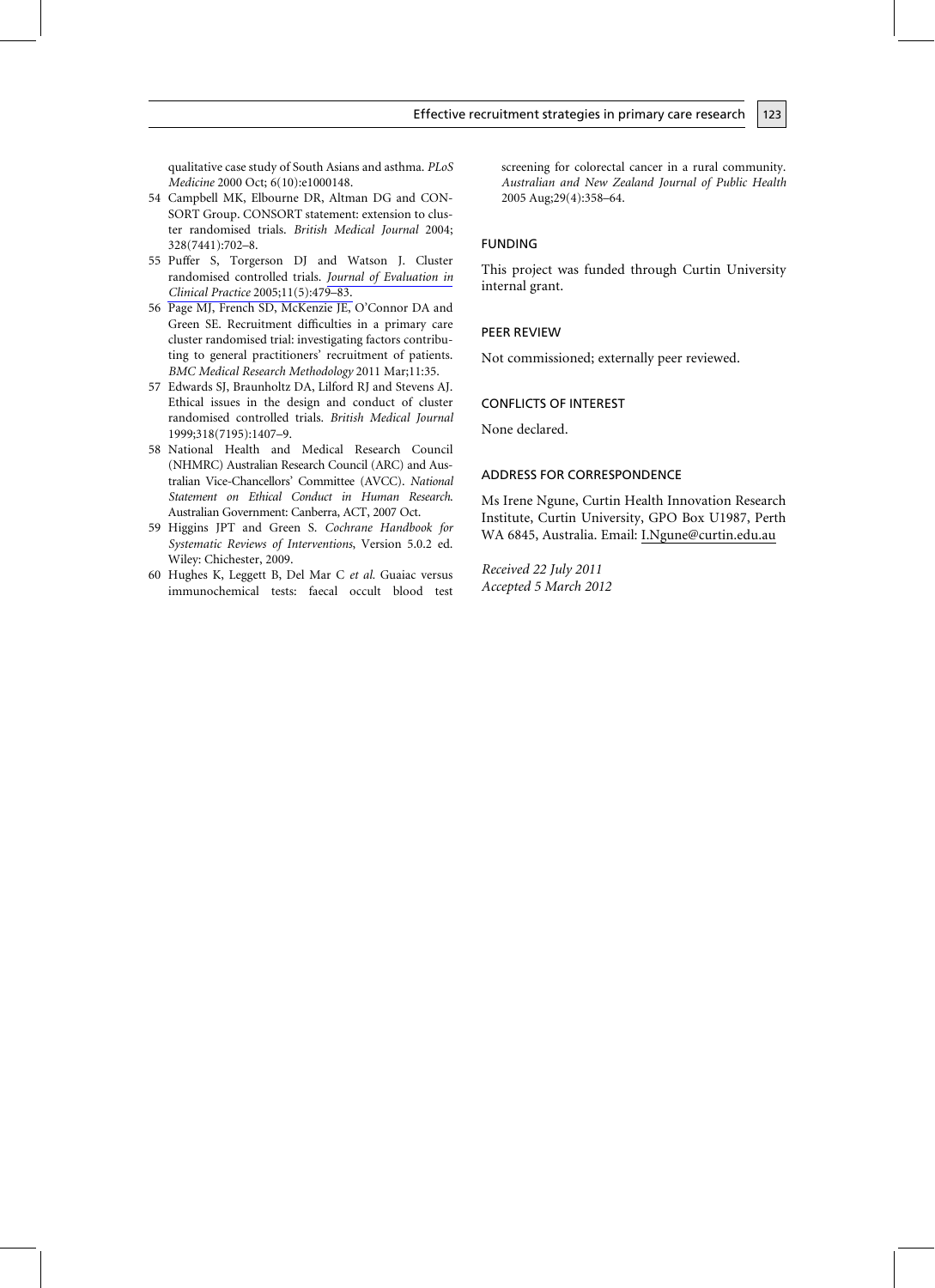qualitative case study of South Asians and asthma. *PLoS Medicine* 2000 Oct; 6(10):e1000148.

54 Campbell MK, Elbourne DR, Altman DG and CONSORT Group. CONSORT statement: extension to cluster randomised trials. *British Medical Journal* 2004; 328(7441):702–8.

55 Puffer S, Torgerson DJ and Watson J. Cluster randomised controlled trials. *Journal of Evaluation in Clinical Practice* 2005;11(5):479–83.

56 Page MJ, French SD, McKenzie JE, O'Connor DA and Green SE. Recruitment difficulties in a primary care cluster randomised trial: investigating factors contributing to general practitioners' recruitment of patients. *BMC Medical Research Methodology* 2011 Mar;11:35.

57 Edwards SJ, Braunholtz DA, Lilford RJ and Stevens AJ. Ethical issues in the design and conduct of cluster randomised controlled trials. *British Medical Journal* 1999;318(7195):1407–9.

58 National Health and Medical Research Council (NHMRC) Australian Research Council (ARC) and Australian Vice-Chancellors' Committee (AVCC). *National Statement on Ethical Conduct in Human Research*. Australian Government: Canberra, ACT, 2007 Oct.

59 Higgins JPT and Green S. *Cochrane Handbook for Systematic Reviews of Interventions*, Version 5.0.2 ed. Wiley: Chichester, 2009.

60 Hughes K, Leggett B, Del Mar C *et al.* Guaiac versus immunochemical tests: faecal occult blood test screening for colorectal cancer in a rural community. *Australian and New Zealand Journal of Public Health* 2005 Aug;29(4):358–64.

## FUNDING

This project was funded through Curtin University internal grant.

## PEER REVIEW

Not commissioned; externally peer reviewed.

## CONFLICTS OF INTEREST

None declared.

## ADDRESS FOR CORRESPONDENCE

Ms Irene Ngune, Curtin Health Innovation Research Institute, Curtin University, GPO Box U1987, Perth WA 6845, Australia. Email: I.Ngune@curtin.edu.au

*Received 22 July 2011*
*Accepted 5 March 2012*